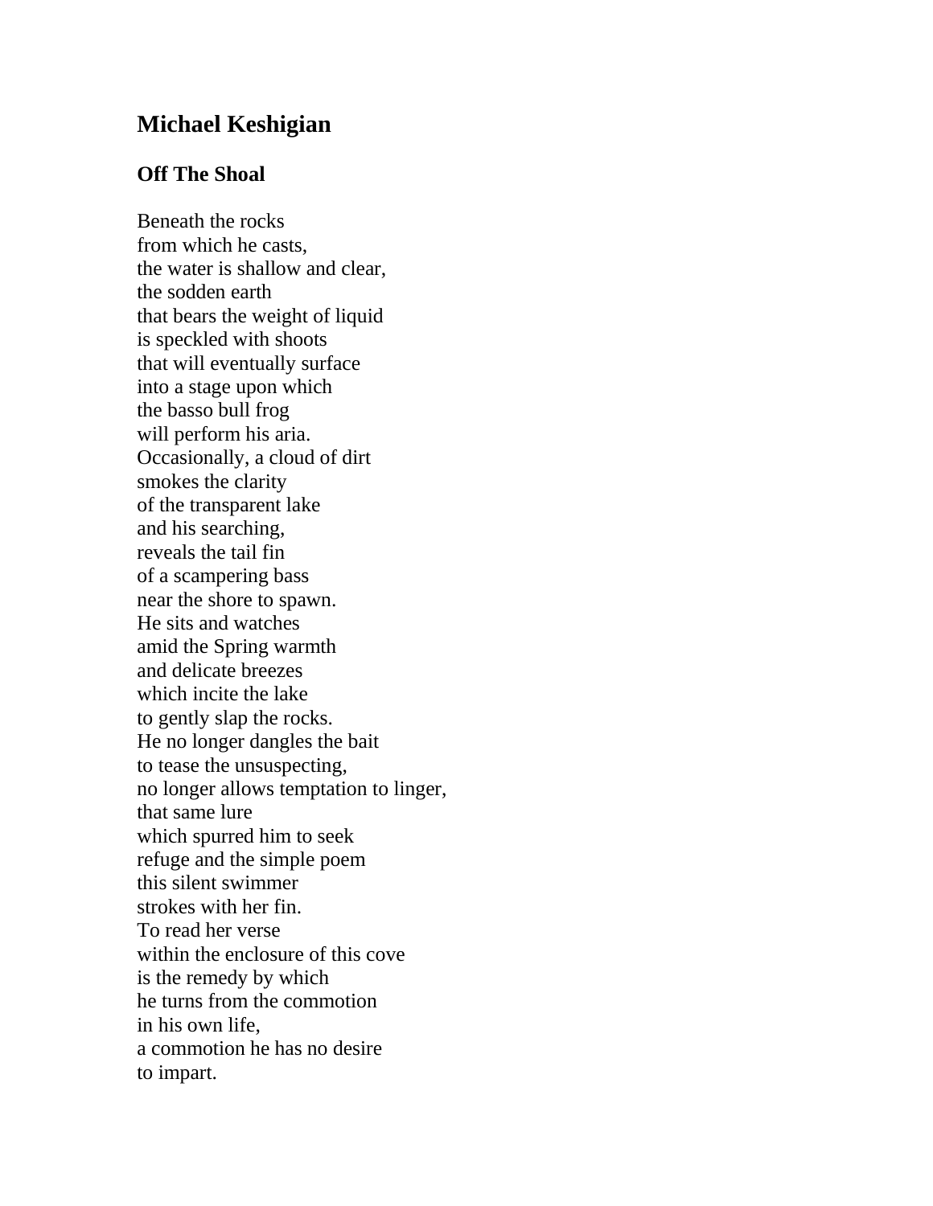## Michael Keshigian

### Off The Shoal

Beneath the rocks  
from which he casts,  
the water is shallow and clear,  
the sodden earth  
that bears the weight of liquid  
is speckled with shoots  
that will eventually surface  
into a stage upon which  
the basso bull frog  
will perform his aria.  
Occasionally, a cloud of dirt  
smokes the clarity  
of the transparent lake  
and his searching,  
reveals the tail fin  
of a scampering bass  
near the shore to spawn.  
He sits and watches  
amid the Spring warmth  
and delicate breezes  
which incite the lake  
to gently slap the rocks.  
He no longer dangles the bait  
to tease the unsuspecting,  
no longer allows temptation to linger,  
that same lure  
which spurred him to seek  
refuge and the simple poem  
this silent swimmer  
strokes with her fin.  
To read her verse  
within the enclosure of this cove  
is the remedy by which  
he turns from the commotion  
in his own life,  
a commotion he has no desire  
to impart.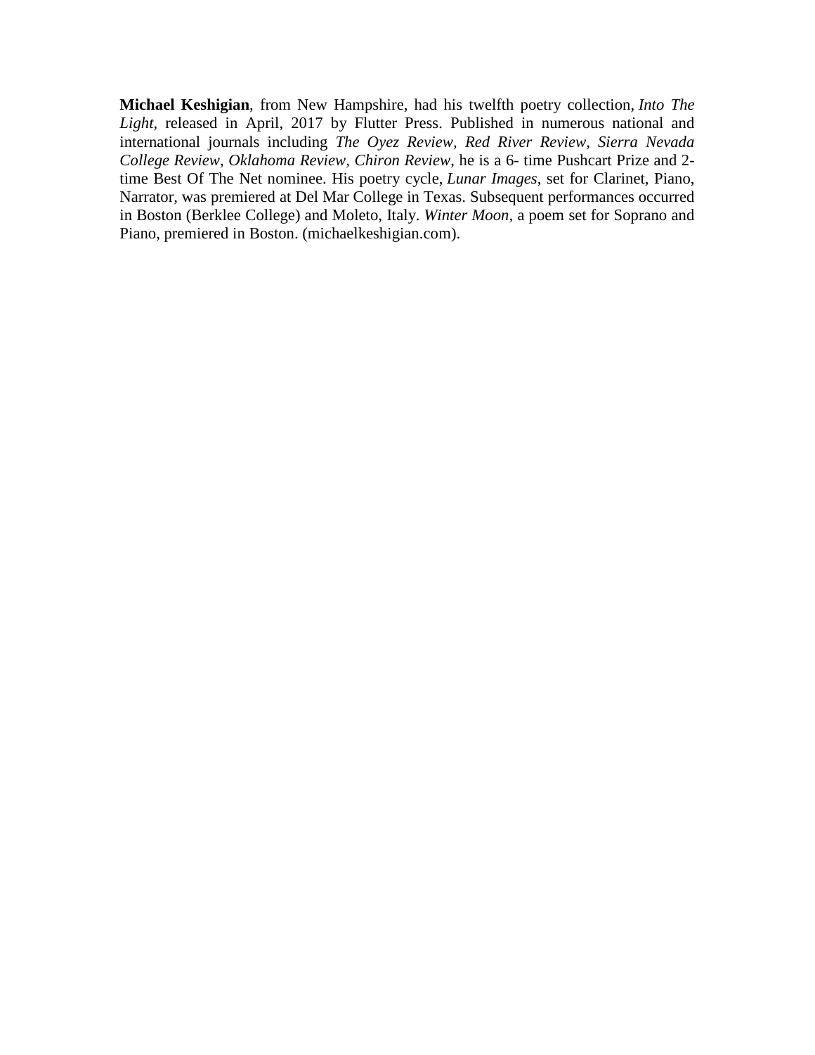**Michael Keshigian**, from New Hampshire, had his twelfth poetry collection, *Into The Light*, released in April, 2017 by Flutter Press. Published in numerous national and international journals including *The Oyez Review*, *Red River Review*, *Sierra Nevada College Review*, *Oklahoma Review*, *Chiron Review*, he is a 6- time Pushcart Prize and 2-time Best Of The Net nominee. His poetry cycle, *Lunar Images*, set for Clarinet, Piano, Narrator, was premiered at Del Mar College in Texas. Subsequent performances occurred in Boston (Berklee College) and Moleto, Italy. *Winter Moon*, a poem set for Soprano and Piano, premiered in Boston. (michaelkeshigian.com).